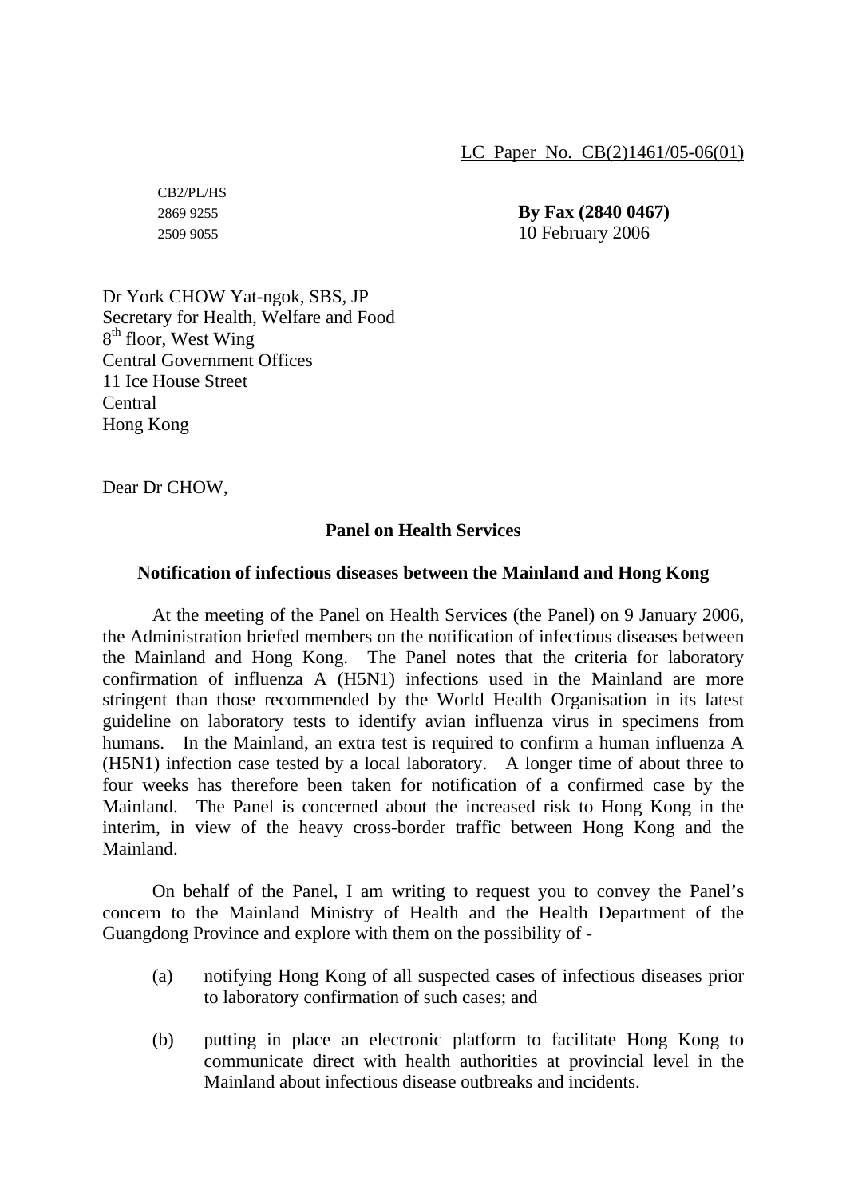LC Paper No. CB(2)1461/05-06(01)

CB2/PL/HS

2869 9255 **By Fax (2840 0467)**

2509 9055 10 February 2006

Dr York CHOW Yat-ngok, SBS, JP
Secretary for Health, Welfare and Food
8th floor, West Wing
Central Government Offices
11 Ice House Street
Central
Hong Kong

Dear Dr CHOW,

**Panel on Health Services**

**Notification of infectious diseases between the Mainland and Hong Kong**

At the meeting of the Panel on Health Services (the Panel) on 9 January 2006, the Administration briefed members on the notification of infectious diseases between the Mainland and Hong Kong. The Panel notes that the criteria for laboratory confirmation of influenza A (H5N1) infections used in the Mainland are more stringent than those recommended by the World Health Organisation in its latest guideline on laboratory tests to identify avian influenza virus in specimens from humans. In the Mainland, an extra test is required to confirm a human influenza A (H5N1) infection case tested by a local laboratory. A longer time of about three to four weeks has therefore been taken for notification of a confirmed case by the Mainland. The Panel is concerned about the increased risk to Hong Kong in the interim, in view of the heavy cross-border traffic between Hong Kong and the Mainland.

On behalf of the Panel, I am writing to request you to convey the Panel's concern to the Mainland Ministry of Health and the Health Department of the Guangdong Province and explore with them on the possibility of -

(a) notifying Hong Kong of all suspected cases of infectious diseases prior to laboratory confirmation of such cases; and

(b) putting in place an electronic platform to facilitate Hong Kong to communicate direct with health authorities at provincial level in the Mainland about infectious disease outbreaks and incidents.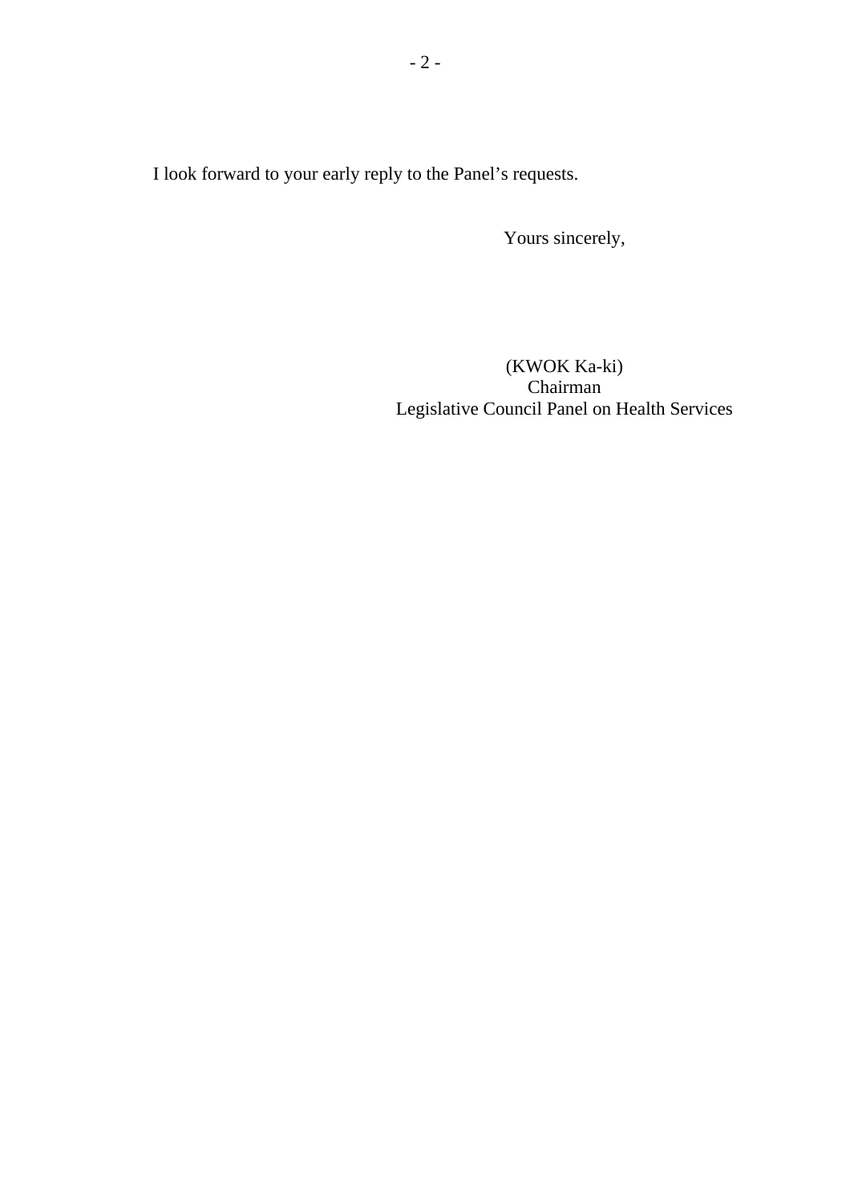I look forward to your early reply to the Panel's requests.

Yours sincerely,

(KWOK Ka-ki)
Chairman
Legislative Council Panel on Health Services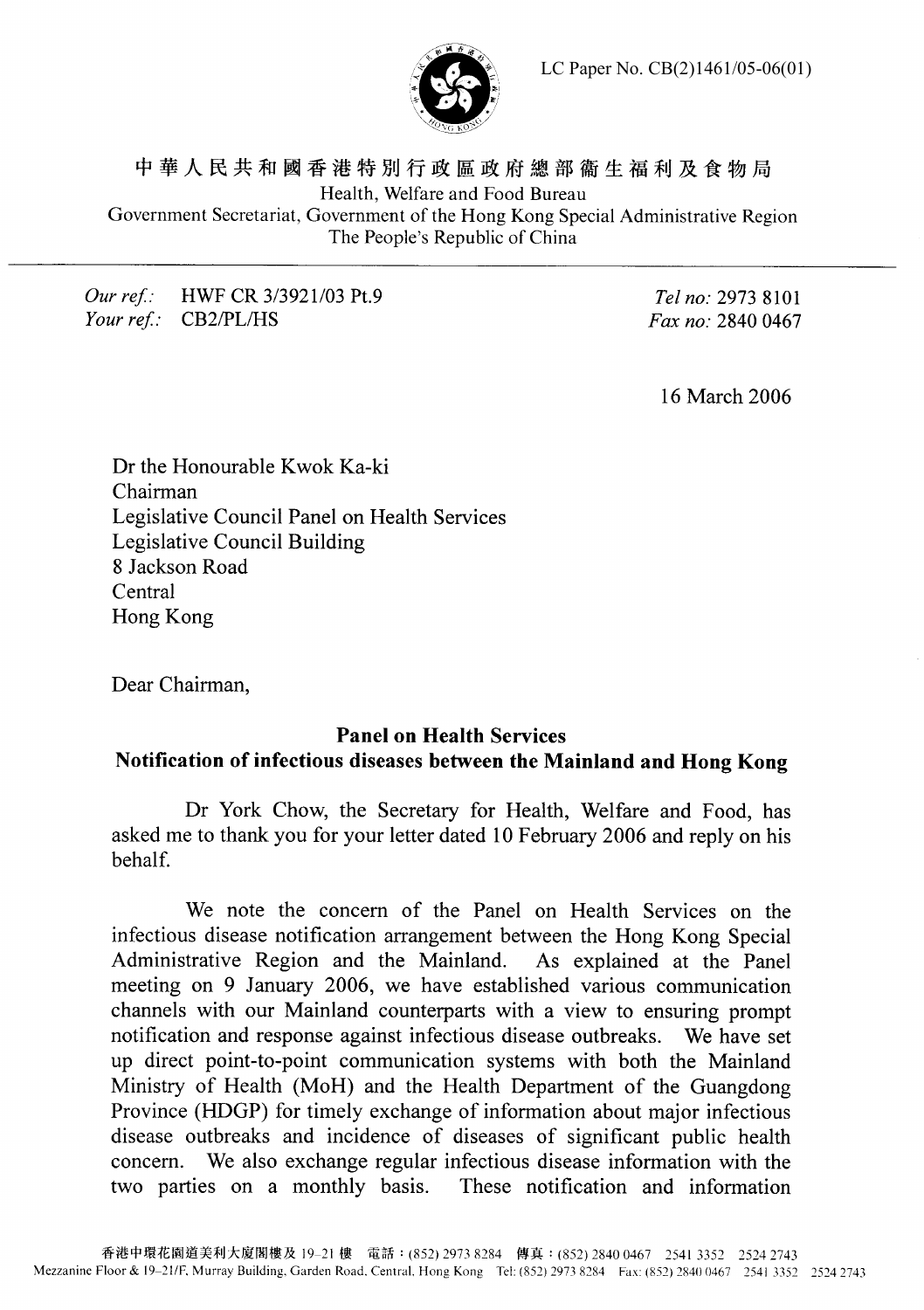LC Paper No. CB(2)1461/05-06(01)

中華人民共和國香港特別行政區政府總部衞生福利及食物局

Health, Welfare and Food Bureau

Government Secretariat, Government of the Hong Kong Special Administrative Region

The People's Republic of China

*Our ref.:* HWF CR 3/3921/03 Pt.9
*Your ref.:* CB2/PL/HS

*Tel no:* 2973 8101
*Fax no:* 2840 0467

16 March 2006

Dr the Honourable Kwok Ka-ki
Chairman
Legislative Council Panel on Health Services
Legislative Council Building
8 Jackson Road
Central
Hong Kong

Dear Chairman,

**Panel on Health Services**
**Notification of infectious diseases between the Mainland and Hong Kong**

Dr York Chow, the Secretary for Health, Welfare and Food, has asked me to thank you for your letter dated 10 February 2006 and reply on his behalf.

We note the concern of the Panel on Health Services on the infectious disease notification arrangement between the Hong Kong Special Administrative Region and the Mainland. As explained at the Panel meeting on 9 January 2006, we have established various communication channels with our Mainland counterparts with a view to ensuring prompt notification and response against infectious disease outbreaks. We have set up direct point-to-point communication systems with both the Mainland Ministry of Health (MoH) and the Health Department of the Guangdong Province (HDGP) for timely exchange of information about major infectious disease outbreaks and incidence of diseases of significant public health concern. We also exchange regular infectious disease information with the two parties on a monthly basis. These notification and information

香港中環花園道美利大廈閣樓及 19–21 樓 電話：(852) 2973 8284 傳真：(852) 2840 0467 2541 3352 2524 2743
Mezzanine Floor & 19–21/F, Murray Building, Garden Road, Central, Hong Kong Tel: (852) 2973 8284 Fax: (852) 2840 0467 2541 3352 2524 2743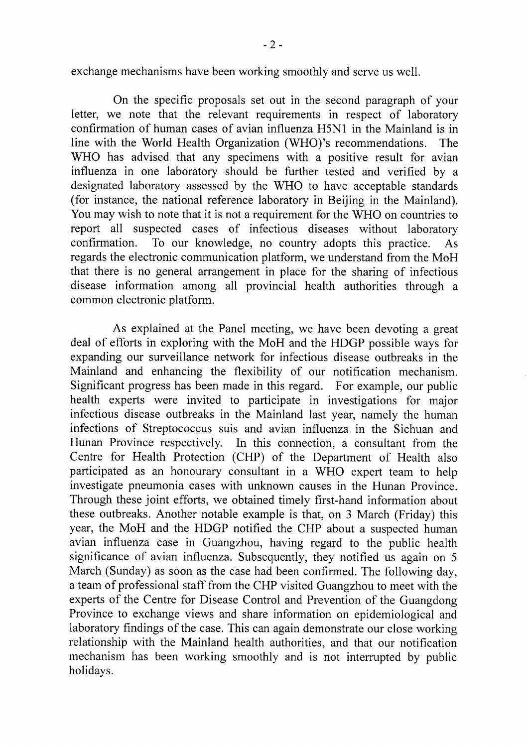exchange mechanisms have been working smoothly and serve us well.

On the specific proposals set out in the second paragraph of your letter, we note that the relevant requirements in respect of laboratory confirmation of human cases of avian influenza H5N1 in the Mainland is in line with the World Health Organization (WHO)'s recommendations. The WHO has advised that any specimens with a positive result for avian influenza in one laboratory should be further tested and verified by a designated laboratory assessed by the WHO to have acceptable standards (for instance, the national reference laboratory in Beijing in the Mainland). You may wish to note that it is not a requirement for the WHO on countries to report all suspected cases of infectious diseases without laboratory confirmation. To our knowledge, no country adopts this practice. As regards the electronic communication platform, we understand from the MoH that there is no general arrangement in place for the sharing of infectious disease information among all provincial health authorities through a common electronic platform.

As explained at the Panel meeting, we have been devoting a great deal of efforts in exploring with the MoH and the HDGP possible ways for expanding our surveillance network for infectious disease outbreaks in the Mainland and enhancing the flexibility of our notification mechanism. Significant progress has been made in this regard. For example, our public health experts were invited to participate in investigations for major infectious disease outbreaks in the Mainland last year, namely the human infections of Streptococcus suis and avian influenza in the Sichuan and Hunan Province respectively. In this connection, a consultant from the Centre for Health Protection (CHP) of the Department of Health also participated as an honourary consultant in a WHO expert team to help investigate pneumonia cases with unknown causes in the Hunan Province. Through these joint efforts, we obtained timely first-hand information about these outbreaks. Another notable example is that, on 3 March (Friday) this year, the MoH and the HDGP notified the CHP about a suspected human avian influenza case in Guangzhou, having regard to the public health significance of avian influenza. Subsequently, they notified us again on 5 March (Sunday) as soon as the case had been confirmed. The following day, a team of professional staff from the CHP visited Guangzhou to meet with the experts of the Centre for Disease Control and Prevention of the Guangdong Province to exchange views and share information on epidemiological and laboratory findings of the case. This can again demonstrate our close working relationship with the Mainland health authorities, and that our notification mechanism has been working smoothly and is not interrupted by public holidays.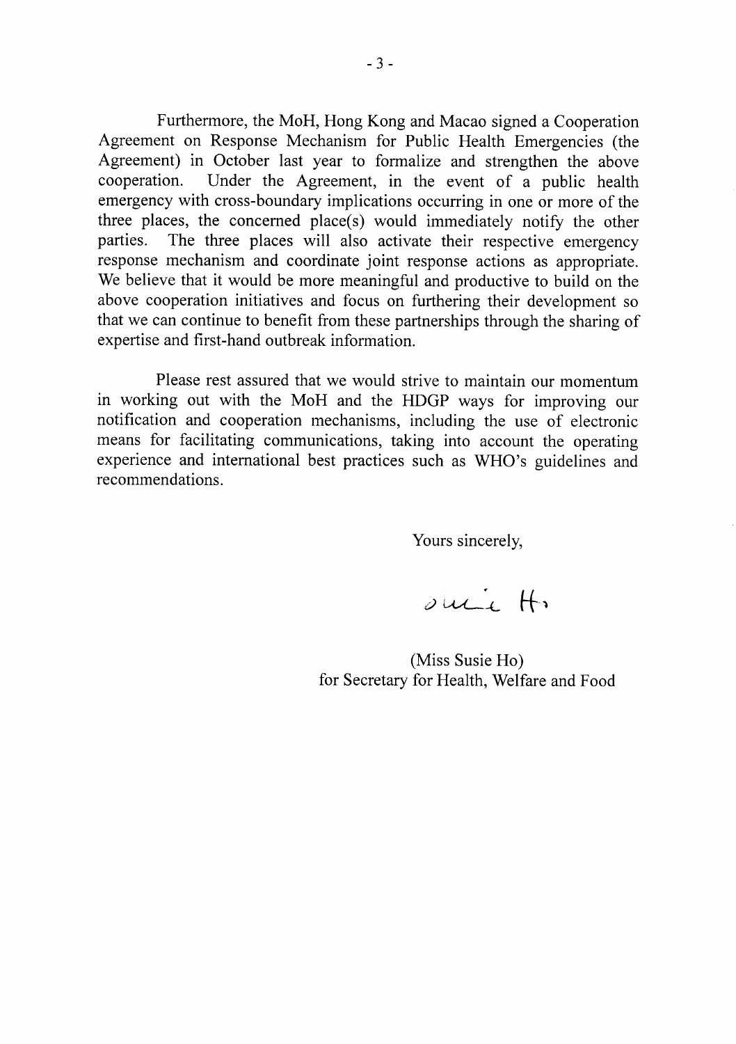Furthermore, the MoH, Hong Kong and Macao signed a Cooperation Agreement on Response Mechanism for Public Health Emergencies (the Agreement) in October last year to formalize and strengthen the above cooperation. Under the Agreement, in the event of a public health emergency with cross-boundary implications occurring in one or more of the three places, the concerned place(s) would immediately notify the other parties. The three places will also activate their respective emergency response mechanism and coordinate joint response actions as appropriate. We believe that it would be more meaningful and productive to build on the above cooperation initiatives and focus on furthering their development so that we can continue to benefit from these partnerships through the sharing of expertise and first-hand outbreak information.

Please rest assured that we would strive to maintain our momentum in working out with the MoH and the HDGP ways for improving our notification and cooperation mechanisms, including the use of electronic means for facilitating communications, taking into account the operating experience and international best practices such as WHO's guidelines and recommendations.

Yours sincerely,

Susie Ho

(Miss Susie Ho)
for Secretary for Health, Welfare and Food